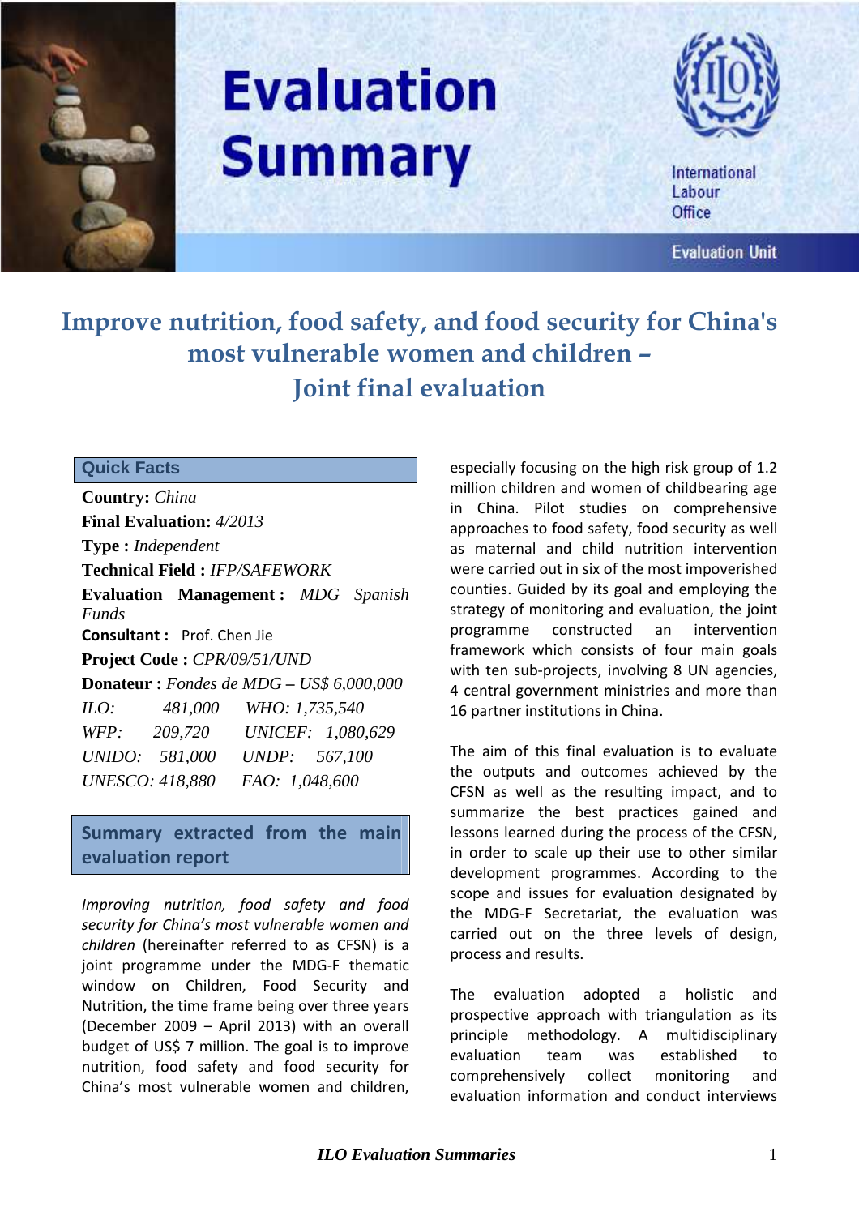# Evaluation Summary

International Labour Office

Evaluation Unit

# Improve nutrition, food safety, and food security for China's most vulnerable women and children – Joint final evaluation

## Quick Facts

**Country:** *China*

**Final Evaluation:** *4/2013*

**Type :** *Independent*

**Technical Field :** *IFP/SAFEWORK*

**Evaluation Management :** *MDG Spanish Funds*

**Consultant :** Prof. Chen Jie

**Project Code :** *CPR/09/51/UND*

**Donateur :** *Fondes de MDG – US$ 6,000,000*

*ILO: 481,000 WHO: 1,735,540*

*WFP: 209,720 UNICEF: 1,080,629*

*UNIDO: 581,000 UNDP: 567,100*

*UNESCO: 418,880 FAO: 1,048,600*

## Summary extracted from the main evaluation report

*Improving nutrition, food safety and food security for China's most vulnerable women and children* (hereinafter referred to as CFSN) is a joint programme under the MDG-F thematic window on Children, Food Security and Nutrition, the time frame being over three years (December 2009 – April 2013) with an overall budget of US$ 7 million. The goal is to improve nutrition, food safety and food security for China's most vulnerable women and children, especially focusing on the high risk group of 1.2 million children and women of childbearing age in China. Pilot studies on comprehensive approaches to food safety, food security as well as maternal and child nutrition intervention were carried out in six of the most impoverished counties. Guided by its goal and employing the strategy of monitoring and evaluation, the joint programme constructed an intervention framework which consists of four main goals with ten sub-projects, involving 8 UN agencies, 4 central government ministries and more than 16 partner institutions in China.

The aim of this final evaluation is to evaluate the outputs and outcomes achieved by the CFSN as well as the resulting impact, and to summarize the best practices gained and lessons learned during the process of the CFSN, in order to scale up their use to other similar development programmes. According to the scope and issues for evaluation designated by the MDG-F Secretariat, the evaluation was carried out on the three levels of design, process and results.

The evaluation adopted a holistic and prospective approach with triangulation as its principle methodology. A multidisciplinary evaluation team was established to comprehensively collect monitoring and evaluation information and conduct interviews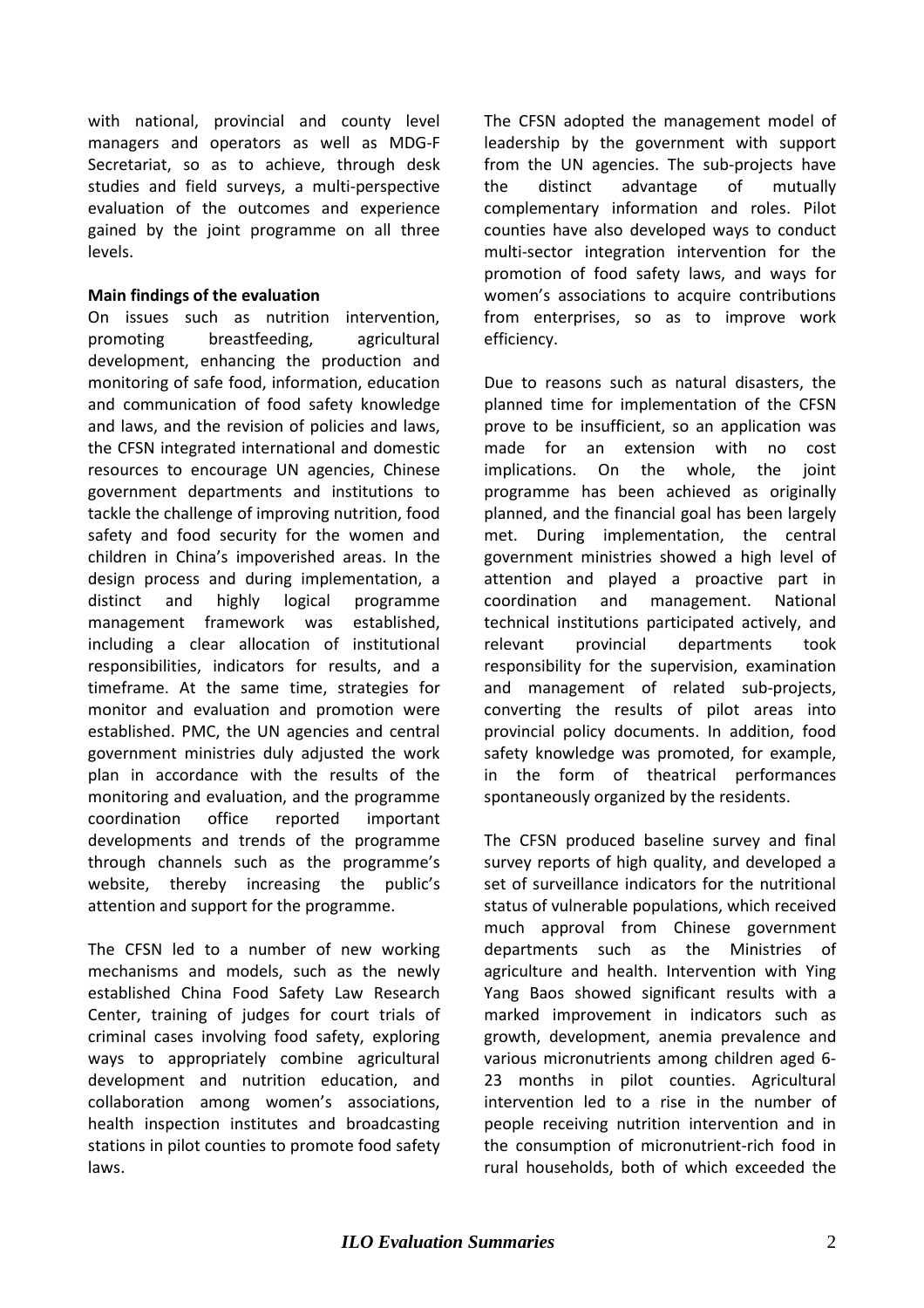with national, provincial and county level managers and operators as well as MDG-F Secretariat, so as to achieve, through desk studies and field surveys, a multi-perspective evaluation of the outcomes and experience gained by the joint programme on all three levels.

**Main findings of the evaluation**

On issues such as nutrition intervention, promoting breastfeeding, agricultural development, enhancing the production and monitoring of safe food, information, education and communication of food safety knowledge and laws, and the revision of policies and laws, the CFSN integrated international and domestic resources to encourage UN agencies, Chinese government departments and institutions to tackle the challenge of improving nutrition, food safety and food security for the women and children in China's impoverished areas. In the design process and during implementation, a distinct and highly logical programme management framework was established, including a clear allocation of institutional responsibilities, indicators for results, and a timeframe. At the same time, strategies for monitor and evaluation and promotion were established. PMC, the UN agencies and central government ministries duly adjusted the work plan in accordance with the results of the monitoring and evaluation, and the programme coordination office reported important developments and trends of the programme through channels such as the programme's website, thereby increasing the public's attention and support for the programme.

The CFSN led to a number of new working mechanisms and models, such as the newly established China Food Safety Law Research Center, training of judges for court trials of criminal cases involving food safety, exploring ways to appropriately combine agricultural development and nutrition education, and collaboration among women's associations, health inspection institutes and broadcasting stations in pilot counties to promote food safety laws.

The CFSN adopted the management model of leadership by the government with support from the UN agencies. The sub-projects have the distinct advantage of mutually complementary information and roles. Pilot counties have also developed ways to conduct multi-sector integration intervention for the promotion of food safety laws, and ways for women's associations to acquire contributions from enterprises, so as to improve work efficiency.

Due to reasons such as natural disasters, the planned time for implementation of the CFSN prove to be insufficient, so an application was made for an extension with no cost implications. On the whole, the joint programme has been achieved as originally planned, and the financial goal has been largely met. During implementation, the central government ministries showed a high level of attention and played a proactive part in coordination and management. National technical institutions participated actively, and relevant provincial departments took responsibility for the supervision, examination and management of related sub-projects, converting the results of pilot areas into provincial policy documents. In addition, food safety knowledge was promoted, for example, in the form of theatrical performances spontaneously organized by the residents.

The CFSN produced baseline survey and final survey reports of high quality, and developed a set of surveillance indicators for the nutritional status of vulnerable populations, which received much approval from Chinese government departments such as the Ministries of agriculture and health. Intervention with Ying Yang Baos showed significant results with a marked improvement in indicators such as growth, development, anemia prevalence and various micronutrients among children aged 6-23 months in pilot counties. Agricultural intervention led to a rise in the number of people receiving nutrition intervention and in the consumption of micronutrient-rich food in rural households, both of which exceeded the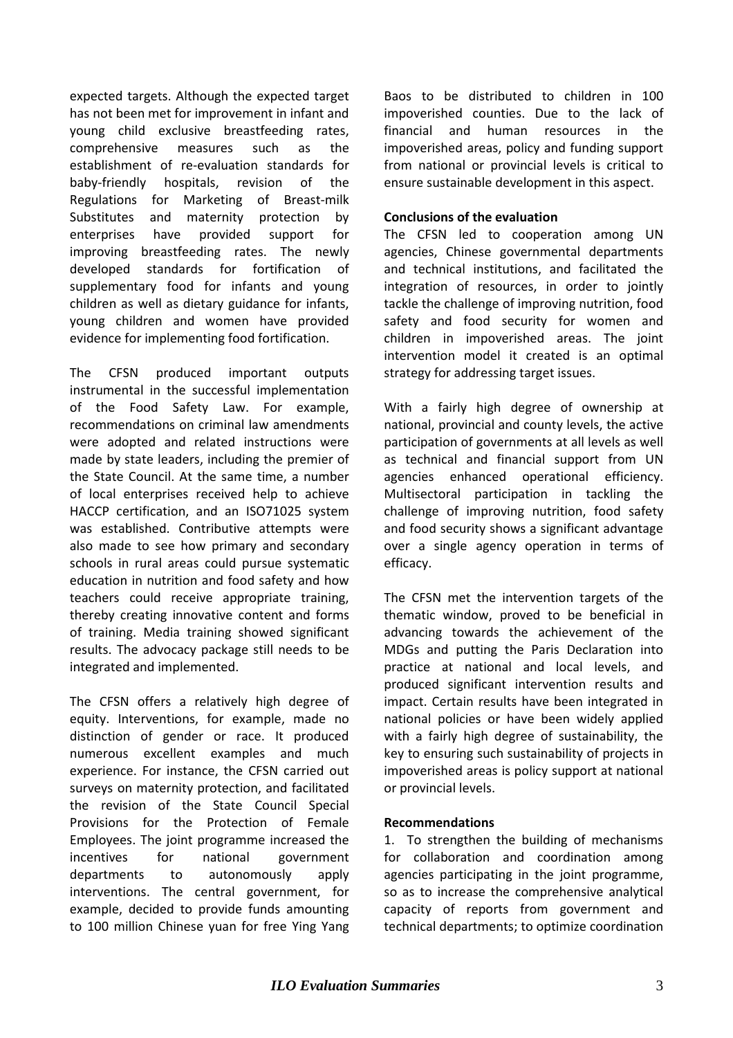expected targets. Although the expected target has not been met for improvement in infant and young child exclusive breastfeeding rates, comprehensive measures such as the establishment of re-evaluation standards for baby-friendly hospitals, revision of the Regulations for Marketing of Breast-milk Substitutes and maternity protection by enterprises have provided support for improving breastfeeding rates. The newly developed standards for fortification of supplementary food for infants and young children as well as dietary guidance for infants, young children and women have provided evidence for implementing food fortification.

The CFSN produced important outputs instrumental in the successful implementation of the Food Safety Law. For example, recommendations on criminal law amendments were adopted and related instructions were made by state leaders, including the premier of the State Council. At the same time, a number of local enterprises received help to achieve HACCP certification, and an ISO71025 system was established. Contributive attempts were also made to see how primary and secondary schools in rural areas could pursue systematic education in nutrition and food safety and how teachers could receive appropriate training, thereby creating innovative content and forms of training. Media training showed significant results. The advocacy package still needs to be integrated and implemented.

The CFSN offers a relatively high degree of equity. Interventions, for example, made no distinction of gender or race. It produced numerous excellent examples and much experience. For instance, the CFSN carried out surveys on maternity protection, and facilitated the revision of the State Council Special Provisions for the Protection of Female Employees. The joint programme increased the incentives for national government departments to autonomously apply interventions. The central government, for example, decided to provide funds amounting to 100 million Chinese yuan for free Ying Yang Baos to be distributed to children in 100 impoverished counties. Due to the lack of financial and human resources in the impoverished areas, policy and funding support from national or provincial levels is critical to ensure sustainable development in this aspect.

**Conclusions of the evaluation**

The CFSN led to cooperation among UN agencies, Chinese governmental departments and technical institutions, and facilitated the integration of resources, in order to jointly tackle the challenge of improving nutrition, food safety and food security for women and children in impoverished areas. The joint intervention model it created is an optimal strategy for addressing target issues.

With a fairly high degree of ownership at national, provincial and county levels, the active participation of governments at all levels as well as technical and financial support from UN agencies enhanced operational efficiency. Multisectoral participation in tackling the challenge of improving nutrition, food safety and food security shows a significant advantage over a single agency operation in terms of efficacy.

The CFSN met the intervention targets of the thematic window, proved to be beneficial in advancing towards the achievement of the MDGs and putting the Paris Declaration into practice at national and local levels, and produced significant intervention results and impact. Certain results have been integrated in national policies or have been widely applied with a fairly high degree of sustainability, the key to ensuring such sustainability of projects in impoverished areas is policy support at national or provincial levels.

**Recommendations**

1. To strengthen the building of mechanisms for collaboration and coordination among agencies participating in the joint programme, so as to increase the comprehensive analytical capacity of reports from government and technical departments; to optimize coordination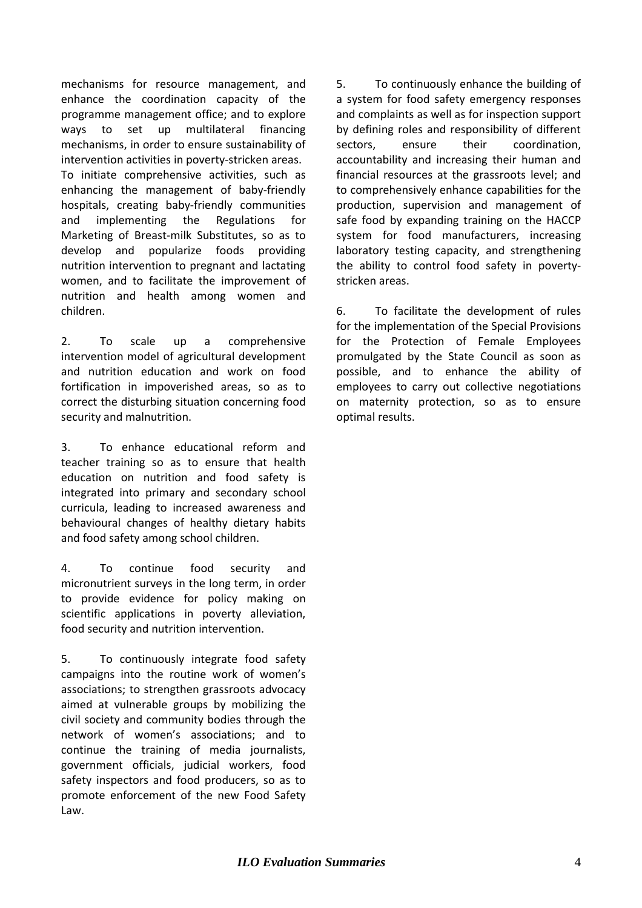mechanisms for resource management, and enhance the coordination capacity of the programme management office; and to explore ways to set up multilateral financing mechanisms, in order to ensure sustainability of intervention activities in poverty-stricken areas. To initiate comprehensive activities, such as enhancing the management of baby-friendly hospitals, creating baby-friendly communities and implementing the Regulations for Marketing of Breast-milk Substitutes, so as to develop and popularize foods providing nutrition intervention to pregnant and lactating women, and to facilitate the improvement of nutrition and health among women and children.

2. To scale up a comprehensive intervention model of agricultural development and nutrition education and work on food fortification in impoverished areas, so as to correct the disturbing situation concerning food security and malnutrition.

3. To enhance educational reform and teacher training so as to ensure that health education on nutrition and food safety is integrated into primary and secondary school curricula, leading to increased awareness and behavioural changes of healthy dietary habits and food safety among school children.

4. To continue food security and micronutrient surveys in the long term, in order to provide evidence for policy making on scientific applications in poverty alleviation, food security and nutrition intervention.

5. To continuously integrate food safety campaigns into the routine work of women's associations; to strengthen grassroots advocacy aimed at vulnerable groups by mobilizing the civil society and community bodies through the network of women's associations; and to continue the training of media journalists, government officials, judicial workers, food safety inspectors and food producers, so as to promote enforcement of the new Food Safety Law.

5. To continuously enhance the building of a system for food safety emergency responses and complaints as well as for inspection support by defining roles and responsibility of different sectors, ensure their coordination, accountability and increasing their human and financial resources at the grassroots level; and to comprehensively enhance capabilities for the production, supervision and management of safe food by expanding training on the HACCP system for food manufacturers, increasing laboratory testing capacity, and strengthening the ability to control food safety in poverty-stricken areas.

6. To facilitate the development of rules for the implementation of the Special Provisions for the Protection of Female Employees promulgated by the State Council as soon as possible, and to enhance the ability of employees to carry out collective negotiations on maternity protection, so as to ensure optimal results.